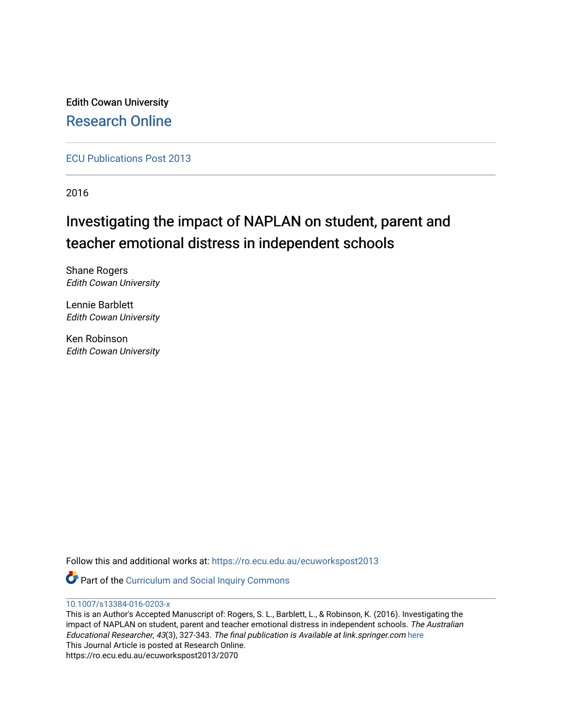Edith Cowan University

Research Online

ECU Publications Post 2013

2016

# Investigating the impact of NAPLAN on student, parent and teacher emotional distress in independent schools

Shane Rogers
*Edith Cowan University*

Lennie Barblett
*Edith Cowan University*

Ken Robinson
*Edith Cowan University*

Follow this and additional works at: https://ro.ecu.edu.au/ecuworkspost2013

Part of the Curriculum and Social Inquiry Commons

10.1007/s13384-016-0203-x

This is an Author's Accepted Manuscript of: Rogers, S. L., Barblett, L., & Robinson, K. (2016). Investigating the impact of NAPLAN on student, parent and teacher emotional distress in independent schools. *The Australian Educational Researcher*, *43*(3), 327-343. *The final publication is Available at link.springer.com* here

This Journal Article is posted at Research Online.

https://ro.ecu.edu.au/ecuworkspost2013/2070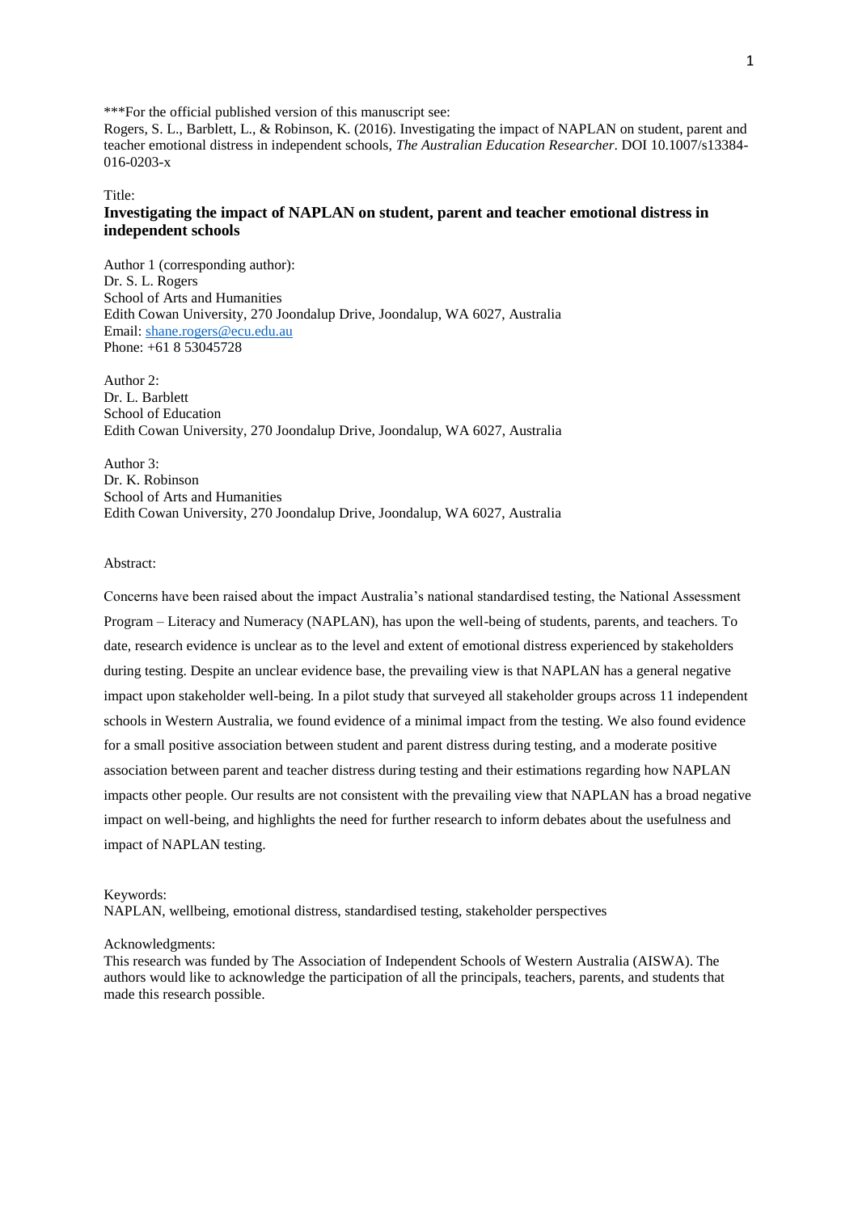***For the official published version of this manuscript see:
Rogers, S. L., Barblett, L., & Robinson, K. (2016). Investigating the impact of NAPLAN on student, parent and teacher emotional distress in independent schools, *The Australian Education Researcher*. DOI 10.1007/s13384-016-0203-x

Title:

# Investigating the impact of NAPLAN on student, parent and teacher emotional distress in independent schools

Author 1 (corresponding author):
Dr. S. L. Rogers
School of Arts and Humanities
Edith Cowan University, 270 Joondalup Drive, Joondalup, WA 6027, Australia
Email: shane.rogers@ecu.edu.au
Phone: +61 8 53045728

Author 2:
Dr. L. Barblett
School of Education
Edith Cowan University, 270 Joondalup Drive, Joondalup, WA 6027, Australia

Author 3:
Dr. K. Robinson
School of Arts and Humanities
Edith Cowan University, 270 Joondalup Drive, Joondalup, WA 6027, Australia

Abstract:

Concerns have been raised about the impact Australia's national standardised testing, the National Assessment Program – Literacy and Numeracy (NAPLAN), has upon the well-being of students, parents, and teachers. To date, research evidence is unclear as to the level and extent of emotional distress experienced by stakeholders during testing. Despite an unclear evidence base, the prevailing view is that NAPLAN has a general negative impact upon stakeholder well-being. In a pilot study that surveyed all stakeholder groups across 11 independent schools in Western Australia, we found evidence of a minimal impact from the testing. We also found evidence for a small positive association between student and parent distress during testing, and a moderate positive association between parent and teacher distress during testing and their estimations regarding how NAPLAN impacts other people. Our results are not consistent with the prevailing view that NAPLAN has a broad negative impact on well-being, and highlights the need for further research to inform debates about the usefulness and impact of NAPLAN testing.

Keywords:
NAPLAN, wellbeing, emotional distress, standardised testing, stakeholder perspectives

Acknowledgments:
This research was funded by The Association of Independent Schools of Western Australia (AISWA). The authors would like to acknowledge the participation of all the principals, teachers, parents, and students that made this research possible.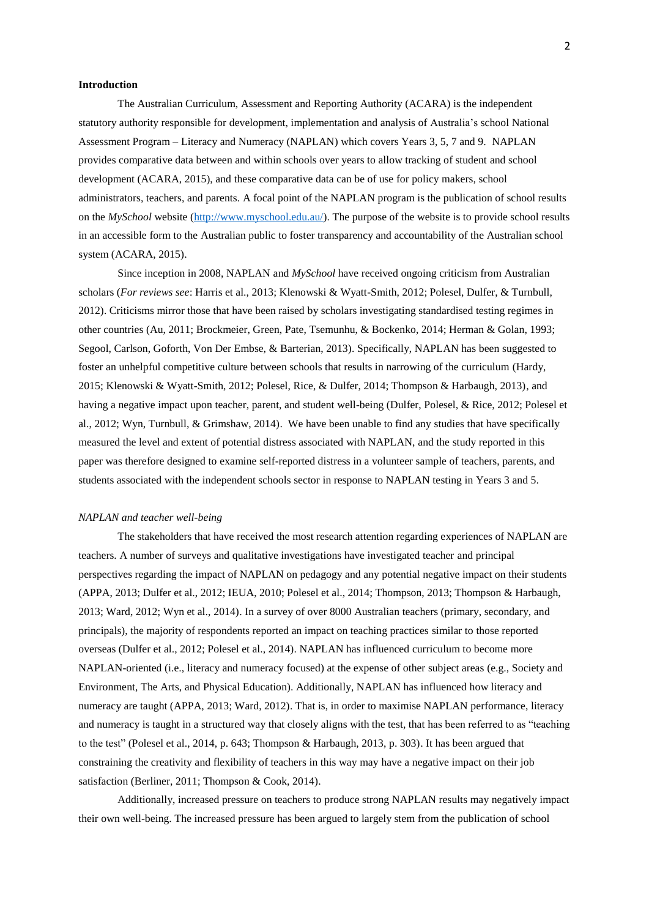**Introduction**

The Australian Curriculum, Assessment and Reporting Authority (ACARA) is the independent statutory authority responsible for development, implementation and analysis of Australia's school National Assessment Program – Literacy and Numeracy (NAPLAN) which covers Years 3, 5, 7 and 9. NAPLAN provides comparative data between and within schools over years to allow tracking of student and school development (ACARA, 2015), and these comparative data can be of use for policy makers, school administrators, teachers, and parents. A focal point of the NAPLAN program is the publication of school results on the *MySchool* website (http://www.myschool.edu.au/). The purpose of the website is to provide school results in an accessible form to the Australian public to foster transparency and accountability of the Australian school system (ACARA, 2015).

Since inception in 2008, NAPLAN and *MySchool* have received ongoing criticism from Australian scholars (*For reviews see*: Harris et al., 2013; Klenowski & Wyatt-Smith, 2012; Polesel, Dulfer, & Turnbull, 2012). Criticisms mirror those that have been raised by scholars investigating standardised testing regimes in other countries (Au, 2011; Brockmeier, Green, Pate, Tsemunhu, & Bockenko, 2014; Herman & Golan, 1993; Segool, Carlson, Goforth, Von Der Embse, & Barterian, 2013). Specifically, NAPLAN has been suggested to foster an unhelpful competitive culture between schools that results in narrowing of the curriculum (Hardy, 2015; Klenowski & Wyatt-Smith, 2012; Polesel, Rice, & Dulfer, 2014; Thompson & Harbaugh, 2013), and having a negative impact upon teacher, parent, and student well-being (Dulfer, Polesel, & Rice, 2012; Polesel et al., 2012; Wyn, Turnbull, & Grimshaw, 2014). We have been unable to find any studies that have specifically measured the level and extent of potential distress associated with NAPLAN, and the study reported in this paper was therefore designed to examine self-reported distress in a volunteer sample of teachers, parents, and students associated with the independent schools sector in response to NAPLAN testing in Years 3 and 5.

*NAPLAN and teacher well-being*

The stakeholders that have received the most research attention regarding experiences of NAPLAN are teachers. A number of surveys and qualitative investigations have investigated teacher and principal perspectives regarding the impact of NAPLAN on pedagogy and any potential negative impact on their students (APPA, 2013; Dulfer et al., 2012; IEUA, 2010; Polesel et al., 2014; Thompson, 2013; Thompson & Harbaugh, 2013; Ward, 2012; Wyn et al., 2014). In a survey of over 8000 Australian teachers (primary, secondary, and principals), the majority of respondents reported an impact on teaching practices similar to those reported overseas (Dulfer et al., 2012; Polesel et al., 2014). NAPLAN has influenced curriculum to become more NAPLAN-oriented (i.e., literacy and numeracy focused) at the expense of other subject areas (e.g., Society and Environment, The Arts, and Physical Education). Additionally, NAPLAN has influenced how literacy and numeracy are taught (APPA, 2013; Ward, 2012). That is, in order to maximise NAPLAN performance, literacy and numeracy is taught in a structured way that closely aligns with the test, that has been referred to as "teaching to the test" (Polesel et al., 2014, p. 643; Thompson & Harbaugh, 2013, p. 303). It has been argued that constraining the creativity and flexibility of teachers in this way may have a negative impact on their job satisfaction (Berliner, 2011; Thompson & Cook, 2014).

Additionally, increased pressure on teachers to produce strong NAPLAN results may negatively impact their own well-being. The increased pressure has been argued to largely stem from the publication of school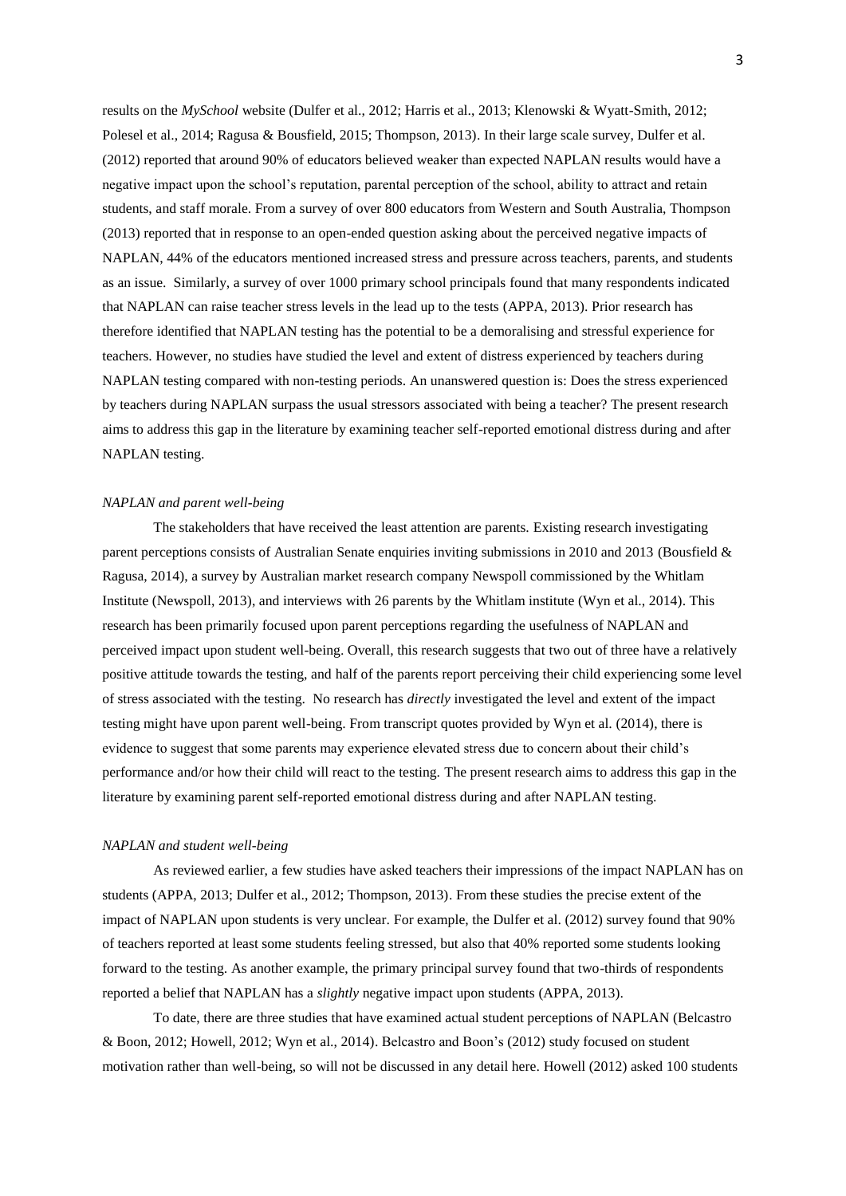results on the *MySchool* website (Dulfer et al., 2012; Harris et al., 2013; Klenowski & Wyatt-Smith, 2012; Polesel et al., 2014; Ragusa & Bousfield, 2015; Thompson, 2013). In their large scale survey, Dulfer et al. (2012) reported that around 90% of educators believed weaker than expected NAPLAN results would have a negative impact upon the school's reputation, parental perception of the school, ability to attract and retain students, and staff morale. From a survey of over 800 educators from Western and South Australia, Thompson (2013) reported that in response to an open-ended question asking about the perceived negative impacts of NAPLAN, 44% of the educators mentioned increased stress and pressure across teachers, parents, and students as an issue. Similarly, a survey of over 1000 primary school principals found that many respondents indicated that NAPLAN can raise teacher stress levels in the lead up to the tests (APPA, 2013). Prior research has therefore identified that NAPLAN testing has the potential to be a demoralising and stressful experience for teachers. However, no studies have studied the level and extent of distress experienced by teachers during NAPLAN testing compared with non-testing periods. An unanswered question is: Does the stress experienced by teachers during NAPLAN surpass the usual stressors associated with being a teacher? The present research aims to address this gap in the literature by examining teacher self-reported emotional distress during and after NAPLAN testing.

### *NAPLAN and parent well-being*

The stakeholders that have received the least attention are parents. Existing research investigating parent perceptions consists of Australian Senate enquiries inviting submissions in 2010 and 2013 (Bousfield & Ragusa, 2014), a survey by Australian market research company Newspoll commissioned by the Whitlam Institute (Newspoll, 2013), and interviews with 26 parents by the Whitlam institute (Wyn et al., 2014). This research has been primarily focused upon parent perceptions regarding the usefulness of NAPLAN and perceived impact upon student well-being. Overall, this research suggests that two out of three have a relatively positive attitude towards the testing, and half of the parents report perceiving their child experiencing some level of stress associated with the testing. No research has *directly* investigated the level and extent of the impact testing might have upon parent well-being. From transcript quotes provided by Wyn et al. (2014), there is evidence to suggest that some parents may experience elevated stress due to concern about their child's performance and/or how their child will react to the testing. The present research aims to address this gap in the literature by examining parent self-reported emotional distress during and after NAPLAN testing.

### *NAPLAN and student well-being*

As reviewed earlier, a few studies have asked teachers their impressions of the impact NAPLAN has on students (APPA, 2013; Dulfer et al., 2012; Thompson, 2013). From these studies the precise extent of the impact of NAPLAN upon students is very unclear. For example, the Dulfer et al. (2012) survey found that 90% of teachers reported at least some students feeling stressed, but also that 40% reported some students looking forward to the testing. As another example, the primary principal survey found that two-thirds of respondents reported a belief that NAPLAN has a *slightly* negative impact upon students (APPA, 2013).

To date, there are three studies that have examined actual student perceptions of NAPLAN (Belcastro & Boon, 2012; Howell, 2012; Wyn et al., 2014). Belcastro and Boon's (2012) study focused on student motivation rather than well-being, so will not be discussed in any detail here. Howell (2012) asked 100 students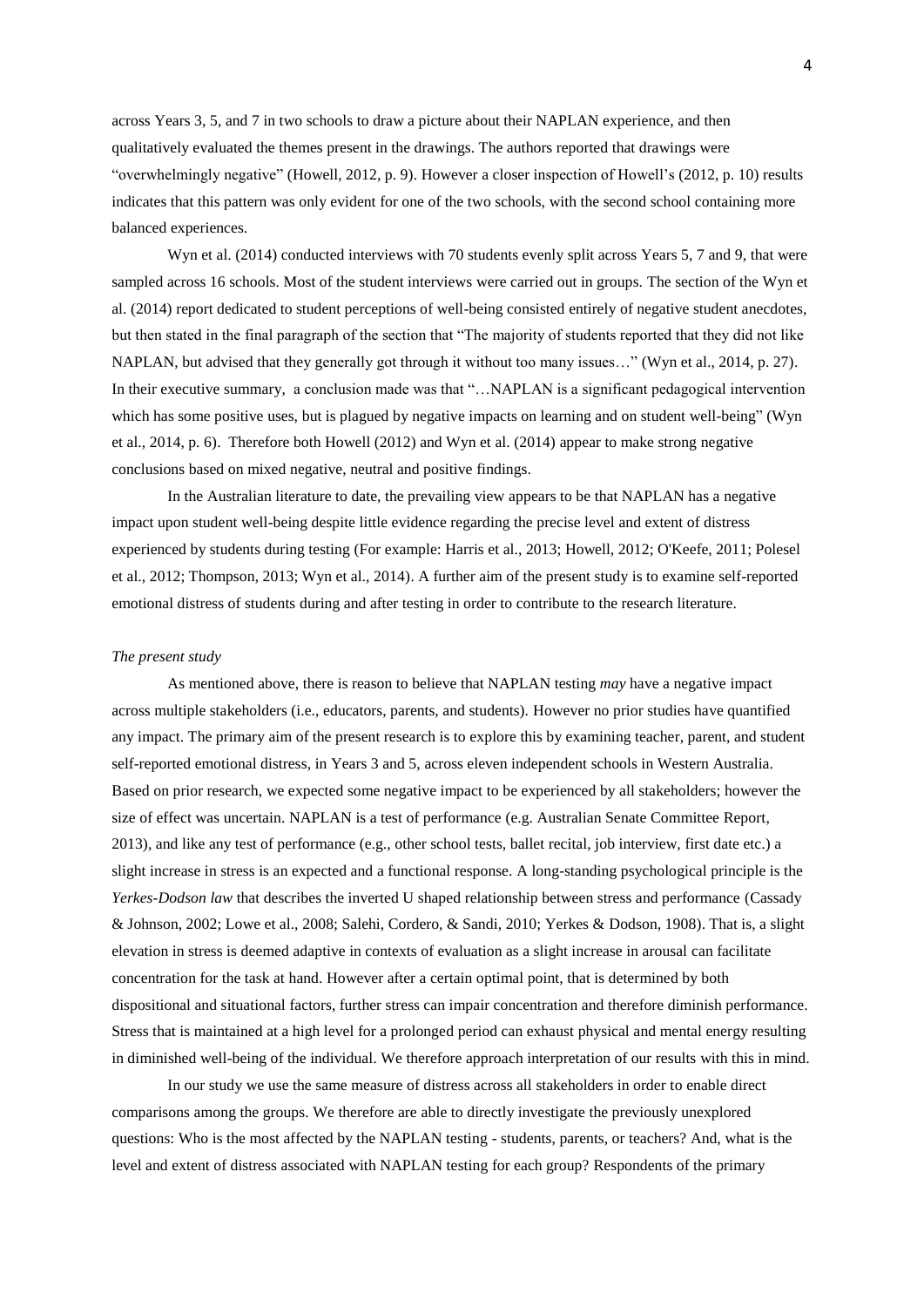across Years 3, 5, and 7 in two schools to draw a picture about their NAPLAN experience, and then qualitatively evaluated the themes present in the drawings. The authors reported that drawings were "overwhelmingly negative" (Howell, 2012, p. 9). However a closer inspection of Howell's (2012, p. 10) results indicates that this pattern was only evident for one of the two schools, with the second school containing more balanced experiences.

Wyn et al. (2014) conducted interviews with 70 students evenly split across Years 5, 7 and 9, that were sampled across 16 schools. Most of the student interviews were carried out in groups. The section of the Wyn et al. (2014) report dedicated to student perceptions of well-being consisted entirely of negative student anecdotes, but then stated in the final paragraph of the section that "The majority of students reported that they did not like NAPLAN, but advised that they generally got through it without too many issues…" (Wyn et al., 2014, p. 27). In their executive summary, a conclusion made was that "…NAPLAN is a significant pedagogical intervention which has some positive uses, but is plagued by negative impacts on learning and on student well-being" (Wyn et al., 2014, p. 6). Therefore both Howell (2012) and Wyn et al. (2014) appear to make strong negative conclusions based on mixed negative, neutral and positive findings.

In the Australian literature to date, the prevailing view appears to be that NAPLAN has a negative impact upon student well-being despite little evidence regarding the precise level and extent of distress experienced by students during testing (For example: Harris et al., 2013; Howell, 2012; O'Keefe, 2011; Polesel et al., 2012; Thompson, 2013; Wyn et al., 2014). A further aim of the present study is to examine self-reported emotional distress of students during and after testing in order to contribute to the research literature.

*The present study*

As mentioned above, there is reason to believe that NAPLAN testing *may* have a negative impact across multiple stakeholders (i.e., educators, parents, and students). However no prior studies have quantified any impact. The primary aim of the present research is to explore this by examining teacher, parent, and student self-reported emotional distress, in Years 3 and 5, across eleven independent schools in Western Australia. Based on prior research, we expected some negative impact to be experienced by all stakeholders; however the size of effect was uncertain. NAPLAN is a test of performance (e.g. Australian Senate Committee Report, 2013), and like any test of performance (e.g., other school tests, ballet recital, job interview, first date etc.) a slight increase in stress is an expected and a functional response. A long-standing psychological principle is the *Yerkes-Dodson law* that describes the inverted U shaped relationship between stress and performance (Cassady & Johnson, 2002; Lowe et al., 2008; Salehi, Cordero, & Sandi, 2010; Yerkes & Dodson, 1908). That is, a slight elevation in stress is deemed adaptive in contexts of evaluation as a slight increase in arousal can facilitate concentration for the task at hand. However after a certain optimal point, that is determined by both dispositional and situational factors, further stress can impair concentration and therefore diminish performance. Stress that is maintained at a high level for a prolonged period can exhaust physical and mental energy resulting in diminished well-being of the individual. We therefore approach interpretation of our results with this in mind.

In our study we use the same measure of distress across all stakeholders in order to enable direct comparisons among the groups. We therefore are able to directly investigate the previously unexplored questions: Who is the most affected by the NAPLAN testing - students, parents, or teachers? And, what is the level and extent of distress associated with NAPLAN testing for each group? Respondents of the primary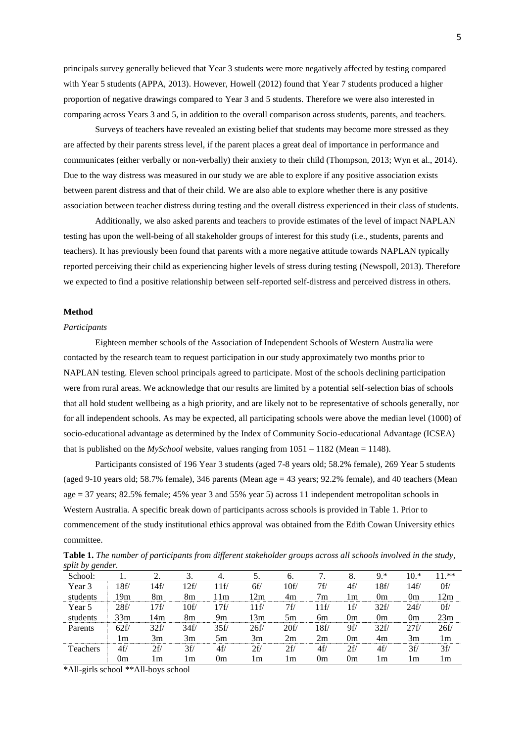principals survey generally believed that Year 3 students were more negatively affected by testing compared with Year 5 students (APPA, 2013). However, Howell (2012) found that Year 7 students produced a higher proportion of negative drawings compared to Year 3 and 5 students. Therefore we were also interested in comparing across Years 3 and 5, in addition to the overall comparison across students, parents, and teachers.

Surveys of teachers have revealed an existing belief that students may become more stressed as they are affected by their parents stress level, if the parent places a great deal of importance in performance and communicates (either verbally or non-verbally) their anxiety to their child (Thompson, 2013; Wyn et al., 2014). Due to the way distress was measured in our study we are able to explore if any positive association exists between parent distress and that of their child. We are also able to explore whether there is any positive association between teacher distress during testing and the overall distress experienced in their class of students.

Additionally, we also asked parents and teachers to provide estimates of the level of impact NAPLAN testing has upon the well-being of all stakeholder groups of interest for this study (i.e., students, parents and teachers). It has previously been found that parents with a more negative attitude towards NAPLAN typically reported perceiving their child as experiencing higher levels of stress during testing (Newspoll, 2013). Therefore we expected to find a positive relationship between self-reported self-distress and perceived distress in others.

## Method

### *Participants*

Eighteen member schools of the Association of Independent Schools of Western Australia were contacted by the research team to request participation in our study approximately two months prior to NAPLAN testing. Eleven school principals agreed to participate. Most of the schools declining participation were from rural areas. We acknowledge that our results are limited by a potential self-selection bias of schools that all hold student wellbeing as a high priority, and are likely not to be representative of schools generally, nor for all independent schools. As may be expected, all participating schools were above the median level (1000) of socio-educational advantage as determined by the Index of Community Socio-educational Advantage (ICSEA) that is published on the *MySchool* website, values ranging from 1051 – 1182 (Mean = 1148).

Participants consisted of 196 Year 3 students (aged 7-8 years old; 58.2% female), 269 Year 5 students (aged 9-10 years old; 58.7% female), 346 parents (Mean age = 43 years; 92.2% female), and 40 teachers (Mean age = 37 years; 82.5% female; 45% year 3 and 55% year 5) across 11 independent metropolitan schools in Western Australia. A specific break down of participants across schools is provided in Table 1. Prior to commencement of the study institutional ethics approval was obtained from the Edith Cowan University ethics committee.

**Table 1.** *The number of participants from different stakeholder groups across all schools involved in the study, split by gender.*

| School: | 1. | 2. | 3. | 4. | 5. | 6. | 7. | 8. | 9.* | 10.* | 11.** |
|---|---|---|---|---|---|---|---|---|---|---|---|
| Year 3 students | 18f/ 19m | 14f/ 8m | 12f/ 8m | 11f/ 11m | 6f/ 12m | 10f/ 4m | 7f/ 7m | 4f/ 1m | 18f/ 0m | 14f/ 0m | 0f/ 12m |
| Year 5 students | 28f/ 33m | 17f/ 14m | 10f/ 8m | 17f/ 9m | 11f/ 13m | 7f/ 5m | 11f/ 6m | 1f/ 0m | 32f/ 0m | 24f/ 0m | 0f/ 23m |
| Parents | 62f/ 1m | 32f/ 3m | 34f/ 3m | 35f/ 5m | 26f/ 3m | 20f/ 2m | 18f/ 2m | 9f/ 0m | 32f/ 4m | 27f/ 3m | 26f/ 1m |
| Teachers | 4f/ 0m | 2f/ 1m | 3f/ 1m | 4f/ 0m | 2f/ 1m | 2f/ 1m | 4f/ 0m | 2f/ 0m | 4f/ 1m | 3f/ 1m | 3f/ 1m |

*All-girls school **All-boys school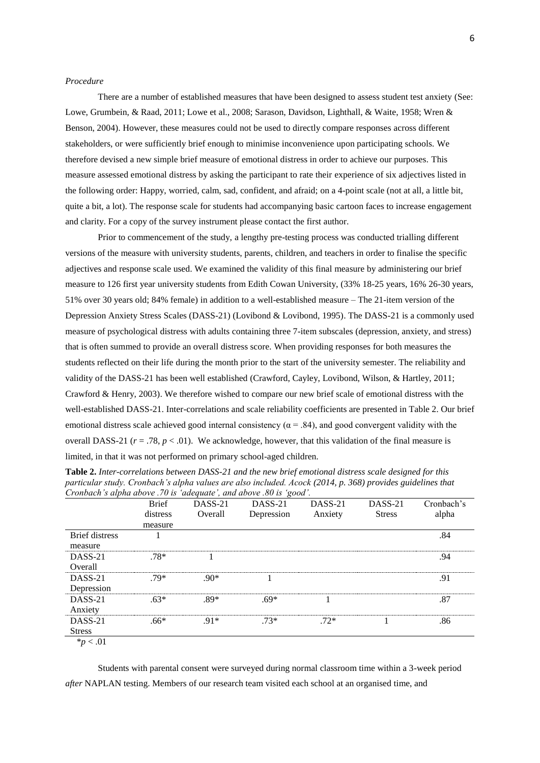*Procedure*

There are a number of established measures that have been designed to assess student test anxiety (See: Lowe, Grumbein, & Raad, 2011; Lowe et al., 2008; Sarason, Davidson, Lighthall, & Waite, 1958; Wren & Benson, 2004). However, these measures could not be used to directly compare responses across different stakeholders, or were sufficiently brief enough to minimise inconvenience upon participating schools. We therefore devised a new simple brief measure of emotional distress in order to achieve our purposes. This measure assessed emotional distress by asking the participant to rate their experience of six adjectives listed in the following order: Happy, worried, calm, sad, confident, and afraid; on a 4-point scale (not at all, a little bit, quite a bit, a lot). The response scale for students had accompanying basic cartoon faces to increase engagement and clarity. For a copy of the survey instrument please contact the first author.

Prior to commencement of the study, a lengthy pre-testing process was conducted trialling different versions of the measure with university students, parents, children, and teachers in order to finalise the specific adjectives and response scale used. We examined the validity of this final measure by administering our brief measure to 126 first year university students from Edith Cowan University, (33% 18-25 years, 16% 26-30 years, 51% over 30 years old; 84% female) in addition to a well-established measure – The 21-item version of the Depression Anxiety Stress Scales (DASS-21) (Lovibond & Lovibond, 1995). The DASS-21 is a commonly used measure of psychological distress with adults containing three 7-item subscales (depression, anxiety, and stress) that is often summed to provide an overall distress score. When providing responses for both measures the students reflected on their life during the month prior to the start of the university semester. The reliability and validity of the DASS-21 has been well established (Crawford, Cayley, Lovibond, Wilson, & Hartley, 2011; Crawford & Henry, 2003). We therefore wished to compare our new brief scale of emotional distress with the well-established DASS-21. Inter-correlations and scale reliability coefficients are presented in Table 2. Our brief emotional distress scale achieved good internal consistency ($\alpha = .84$), and good convergent validity with the overall DASS-21 ($r = .78$, $p < .01$). We acknowledge, however, that this validation of the final measure is limited, in that it was not performed on primary school-aged children.

**Table 2.** *Inter-correlations between DASS-21 and the new brief emotional distress scale designed for this particular study. Cronbach's alpha values are also included. Acock (2014, p. 368) provides guidelines that Cronbach's alpha above .70 is 'adequate', and above .80 is 'good'.*

| | Brief distress measure | DASS-21 Overall | DASS-21 Depression | DASS-21 Anxiety | DASS-21 Stress | Cronbach's alpha |
|---|---|---|---|---|---|---|
| Brief distress measure | 1 | | | | | .84 |
| DASS-21 Overall | .78* | 1 | | | | .94 |
| DASS-21 Depression | .79* | .90* | 1 | | | .91 |
| DASS-21 Anxiety | .63* | .89* | .69* | 1 | | .87 |
| DASS-21 Stress | .66* | .91* | .73* | .72* | 1 | .86 |

*$p < .01$

Students with parental consent were surveyed during normal classroom time within a 3-week period *after* NAPLAN testing. Members of our research team visited each school at an organised time, and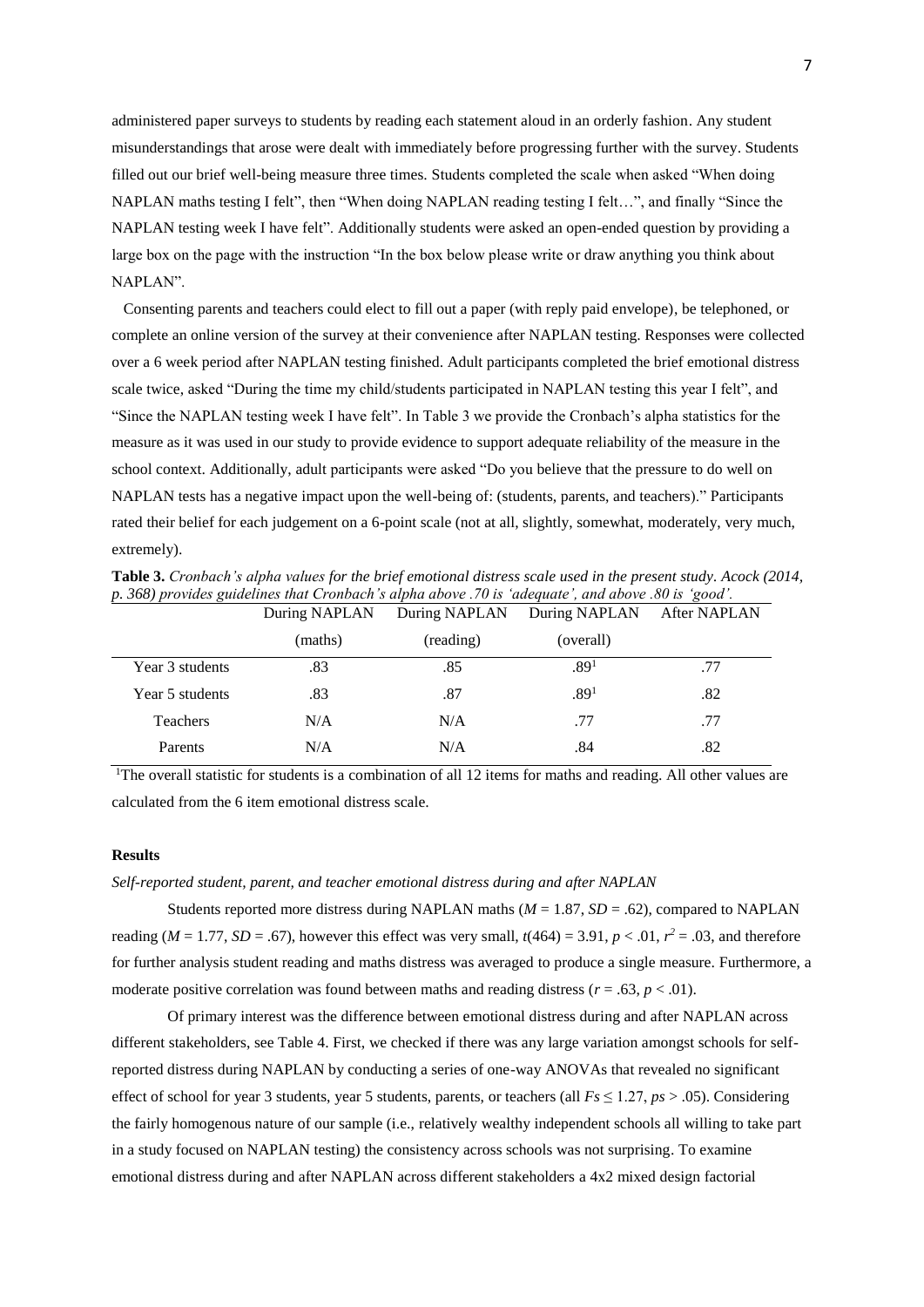administered paper surveys to students by reading each statement aloud in an orderly fashion. Any student misunderstandings that arose were dealt with immediately before progressing further with the survey. Students filled out our brief well-being measure three times. Students completed the scale when asked "When doing NAPLAN maths testing I felt", then "When doing NAPLAN reading testing I felt…", and finally "Since the NAPLAN testing week I have felt". Additionally students were asked an open-ended question by providing a large box on the page with the instruction "In the box below please write or draw anything you think about NAPLAN".

Consenting parents and teachers could elect to fill out a paper (with reply paid envelope), be telephoned, or complete an online version of the survey at their convenience after NAPLAN testing. Responses were collected over a 6 week period after NAPLAN testing finished. Adult participants completed the brief emotional distress scale twice, asked "During the time my child/students participated in NAPLAN testing this year I felt", and "Since the NAPLAN testing week I have felt". In Table 3 we provide the Cronbach's alpha statistics for the measure as it was used in our study to provide evidence to support adequate reliability of the measure in the school context. Additionally, adult participants were asked "Do you believe that the pressure to do well on NAPLAN tests has a negative impact upon the well-being of: (students, parents, and teachers)." Participants rated their belief for each judgement on a 6-point scale (not at all, slightly, somewhat, moderately, very much, extremely).

**Table 3.** *Cronbach's alpha values for the brief emotional distress scale used in the present study. Acock (2014, p. 368) provides guidelines that Cronbach's alpha above .70 is 'adequate', and above .80 is 'good'.*

| | During NAPLAN (maths) | During NAPLAN (reading) | During NAPLAN (overall) | After NAPLAN |
|---|---|---|---|---|
| Year 3 students | .83 | .85 | .89[1] | .77 |
| Year 5 students | .83 | .87 | .89[1] | .82 |
| Teachers | N/A | N/A | .77 | .77 |
| Parents | N/A | N/A | .84 | .82 |

[1]The overall statistic for students is a combination of all 12 items for maths and reading. All other values are calculated from the 6 item emotional distress scale.

### Results

*Self-reported student, parent, and teacher emotional distress during and after NAPLAN*

Students reported more distress during NAPLAN maths ($M = 1.87$, $SD = .62$), compared to NAPLAN reading ($M = 1.77$, $SD = .67$), however this effect was very small, $t(464) = 3.91$, $p < .01$, $r^2 = .03$, and therefore for further analysis student reading and maths distress was averaged to produce a single measure. Furthermore, a moderate positive correlation was found between maths and reading distress ($r = .63$, $p < .01$).

Of primary interest was the difference between emotional distress during and after NAPLAN across different stakeholders, see Table 4. First, we checked if there was any large variation amongst schools for self-reported distress during NAPLAN by conducting a series of one-way ANOVAs that revealed no significant effect of school for year 3 students, year 5 students, parents, or teachers (all $Fs \leq 1.27$, $ps > .05$). Considering the fairly homogenous nature of our sample (i.e., relatively wealthy independent schools all willing to take part in a study focused on NAPLAN testing) the consistency across schools was not surprising. To examine emotional distress during and after NAPLAN across different stakeholders a 4x2 mixed design factorial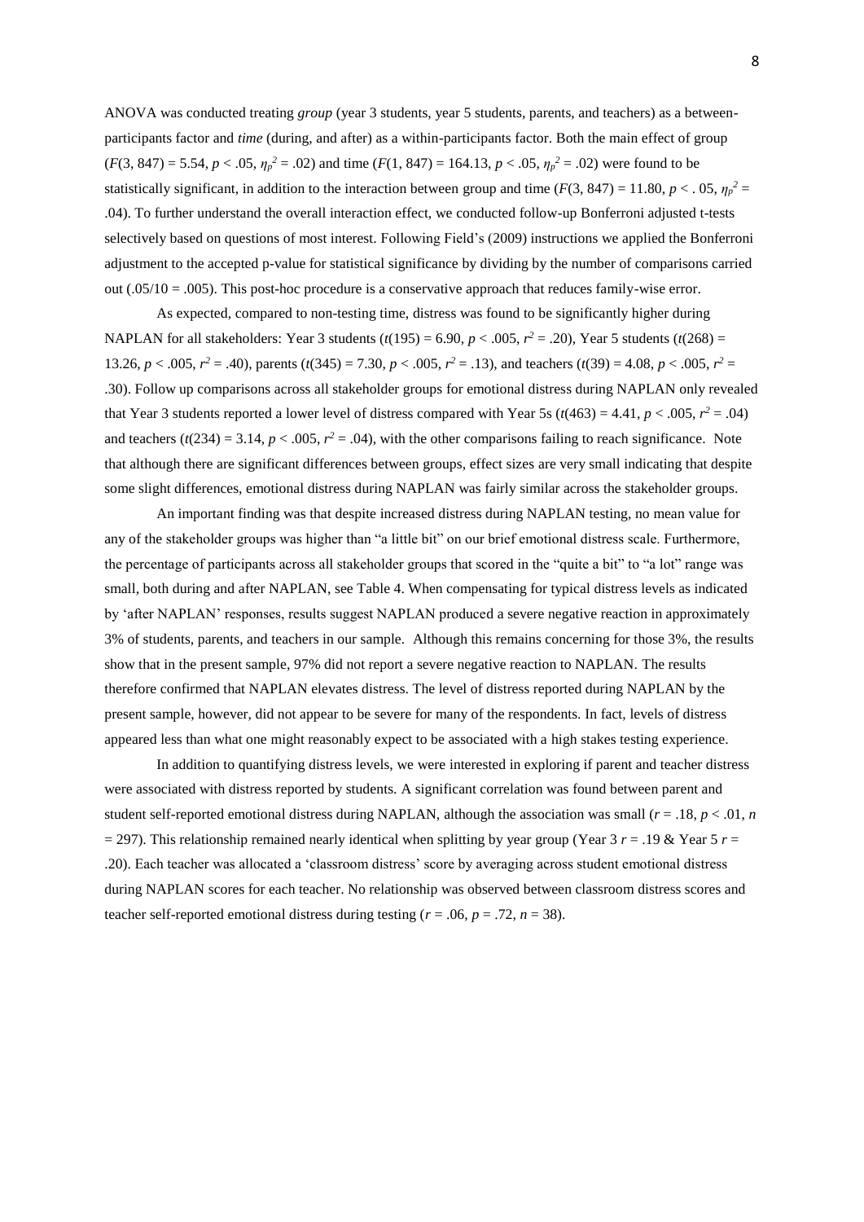ANOVA was conducted treating *group* (year 3 students, year 5 students, parents, and teachers) as a between-participants factor and *time* (during, and after) as a within-participants factor. Both the main effect of group ($F(3, 847) = 5.54$, $p < .05$, $\eta_p^2 = .02$) and time ($F(1, 847) = 164.13$, $p < .05$, $\eta_p^2 = .02$) were found to be statistically significant, in addition to the interaction between group and time ($F(3, 847) = 11.80$, $p < .05$, $\eta_p^2 = .04$). To further understand the overall interaction effect, we conducted follow-up Bonferroni adjusted t-tests selectively based on questions of most interest. Following Field's (2009) instructions we applied the Bonferroni adjustment to the accepted p-value for statistical significance by dividing by the number of comparisons carried out (.05/10 = .005). This post-hoc procedure is a conservative approach that reduces family-wise error.

As expected, compared to non-testing time, distress was found to be significantly higher during NAPLAN for all stakeholders: Year 3 students ($t(195) = 6.90$, $p < .005$, $r^2 = .20$), Year 5 students ($t(268) = 13.26$, $p < .005$, $r^2 = .40$), parents ($t(345) = 7.30$, $p < .005$, $r^2 = .13$), and teachers ($t(39) = 4.08$, $p < .005$, $r^2 = .30$). Follow up comparisons across all stakeholder groups for emotional distress during NAPLAN only revealed that Year 3 students reported a lower level of distress compared with Year 5s ($t(463) = 4.41$, $p < .005$, $r^2 = .04$) and teachers ($t(234) = 3.14$, $p < .005$, $r^2 = .04$), with the other comparisons failing to reach significance. Note that although there are significant differences between groups, effect sizes are very small indicating that despite some slight differences, emotional distress during NAPLAN was fairly similar across the stakeholder groups.

An important finding was that despite increased distress during NAPLAN testing, no mean value for any of the stakeholder groups was higher than "a little bit" on our brief emotional distress scale. Furthermore, the percentage of participants across all stakeholder groups that scored in the "quite a bit" to "a lot" range was small, both during and after NAPLAN, see Table 4. When compensating for typical distress levels as indicated by 'after NAPLAN' responses, results suggest NAPLAN produced a severe negative reaction in approximately 3% of students, parents, and teachers in our sample. Although this remains concerning for those 3%, the results show that in the present sample, 97% did not report a severe negative reaction to NAPLAN. The results therefore confirmed that NAPLAN elevates distress. The level of distress reported during NAPLAN by the present sample, however, did not appear to be severe for many of the respondents. In fact, levels of distress appeared less than what one might reasonably expect to be associated with a high stakes testing experience.

In addition to quantifying distress levels, we were interested in exploring if parent and teacher distress were associated with distress reported by students. A significant correlation was found between parent and student self-reported emotional distress during NAPLAN, although the association was small ($r = .18$, $p < .01$, $n = 297$). This relationship remained nearly identical when splitting by year group (Year 3 $r = .19$ & Year 5 $r = .20$). Each teacher was allocated a 'classroom distress' score by averaging across student emotional distress during NAPLAN scores for each teacher. No relationship was observed between classroom distress scores and teacher self-reported emotional distress during testing ($r = .06$, $p = .72$, $n = 38$).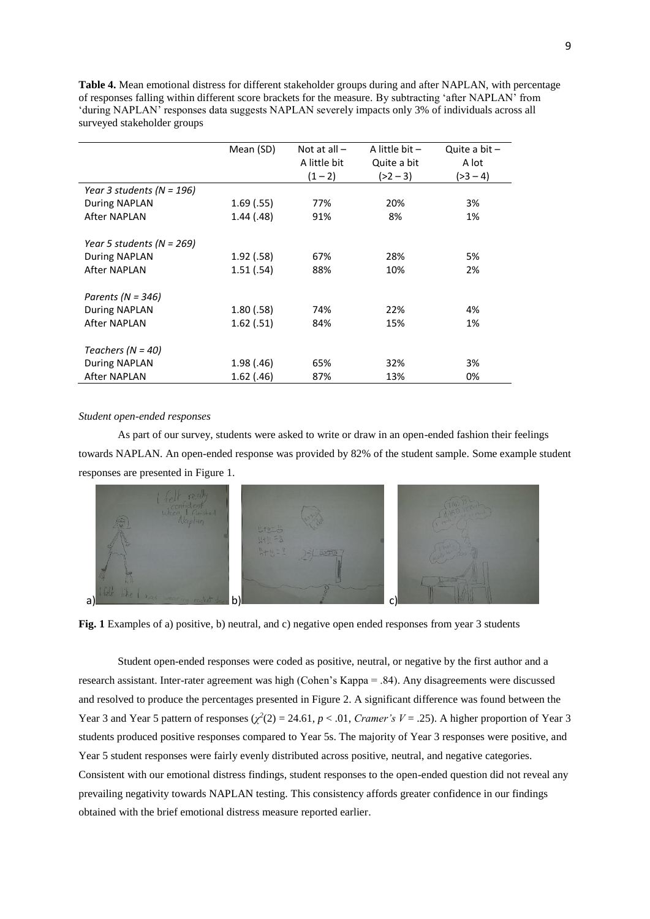**Table 4.** Mean emotional distress for different stakeholder groups during and after NAPLAN, with percentage of responses falling within different score brackets for the measure. By subtracting 'after NAPLAN' from 'during NAPLAN' responses data suggests NAPLAN severely impacts only 3% of individuals across all surveyed stakeholder groups

| | Mean (SD) | Not at all – A little bit (1 – 2) | A little bit – Quite a bit (>2 – 3) | Quite a bit – A lot (>3 – 4) |
|---|---|---|---|---|
| *Year 3 students (N = 196)* | | | | |
| During NAPLAN | 1.69 (.55) | 77% | 20% | 3% |
| After NAPLAN | 1.44 (.48) | 91% | 8% | 1% |
| *Year 5 students (N = 269)* | | | | |
| During NAPLAN | 1.92 (.58) | 67% | 28% | 5% |
| After NAPLAN | 1.51 (.54) | 88% | 10% | 2% |
| *Parents (N = 346)* | | | | |
| During NAPLAN | 1.80 (.58) | 74% | 22% | 4% |
| After NAPLAN | 1.62 (.51) | 84% | 15% | 1% |
| *Teachers (N = 40)* | | | | |
| During NAPLAN | 1.98 (.46) | 65% | 32% | 3% |
| After NAPLAN | 1.62 (.46) | 87% | 13% | 0% |

*Student open-ended responses*

As part of our survey, students were asked to write or draw in an open-ended fashion their feelings towards NAPLAN. An open-ended response was provided by 82% of the student sample. Some example student responses are presented in Figure 1.

**Fig. 1** Examples of a) positive, b) neutral, and c) negative open ended responses from year 3 students

Student open-ended responses were coded as positive, neutral, or negative by the first author and a research assistant. Inter-rater agreement was high (Cohen's Kappa = .84). Any disagreements were discussed and resolved to produce the percentages presented in Figure 2. A significant difference was found between the Year 3 and Year 5 pattern of responses ($\chi^2(2) = 24.61$, $p < .01$, *Cramer's* $V = .25$). A higher proportion of Year 3 students produced positive responses compared to Year 5s. The majority of Year 3 responses were positive, and Year 5 student responses were fairly evenly distributed across positive, neutral, and negative categories. Consistent with our emotional distress findings, student responses to the open-ended question did not reveal any prevailing negativity towards NAPLAN testing. This consistency affords greater confidence in our findings obtained with the brief emotional distress measure reported earlier.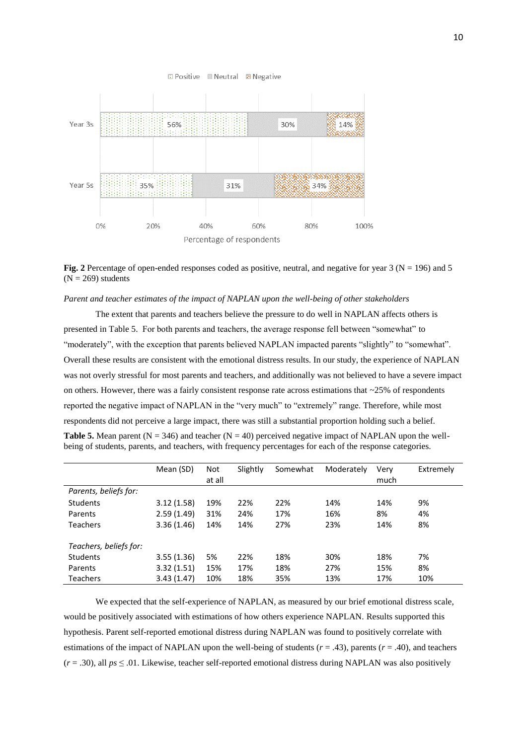**Fig. 2** Percentage of open-ended responses coded as positive, neutral, and negative for year 3 (N = 196) and 5 (N = 269) students

*Parent and teacher estimates of the impact of NAPLAN upon the well-being of other stakeholders*

The extent that parents and teachers believe the pressure to do well in NAPLAN affects others is presented in Table 5. For both parents and teachers, the average response fell between "somewhat" to "moderately", with the exception that parents believed NAPLAN impacted parents "slightly" to "somewhat". Overall these results are consistent with the emotional distress results. In our study, the experience of NAPLAN was not overly stressful for most parents and teachers, and additionally was not believed to have a severe impact on others. However, there was a fairly consistent response rate across estimations that ~25% of respondents reported the negative impact of NAPLAN in the "very much" to "extremely" range. Therefore, while most respondents did not perceive a large impact, there was still a substantial proportion holding such a belief.

**Table 5.** Mean parent (N = 346) and teacher (N = 40) perceived negative impact of NAPLAN upon the well-being of students, parents, and teachers, with frequency percentages for each of the response categories.

| | Mean (SD) | Not at all | Slightly | Somewhat | Moderately | Very much | Extremely |
|---|---|---|---|---|---|---|---|
| *Parents, beliefs for:* | | | | | | | |
| Students | 3.12 (1.58) | 19% | 22% | 22% | 14% | 14% | 9% |
| Parents | 2.59 (1.49) | 31% | 24% | 17% | 16% | 8% | 4% |
| Teachers | 3.36 (1.46) | 14% | 14% | 27% | 23% | 14% | 8% |
| *Teachers, beliefs for:* | | | | | | | |
| Students | 3.55 (1.36) | 5% | 22% | 18% | 30% | 18% | 7% |
| Parents | 3.32 (1.51) | 15% | 17% | 18% | 27% | 15% | 8% |
| Teachers | 3.43 (1.47) | 10% | 18% | 35% | 13% | 17% | 10% |

We expected that the self-experience of NAPLAN, as measured by our brief emotional distress scale, would be positively associated with estimations of how others experience NAPLAN. Results supported this hypothesis. Parent self-reported emotional distress during NAPLAN was found to positively correlate with estimations of the impact of NAPLAN upon the well-being of students ($r$ = .43), parents ($r$ = .40), and teachers ($r$ = .30), all $ps \leq .01$. Likewise, teacher self-reported emotional distress during NAPLAN was also positively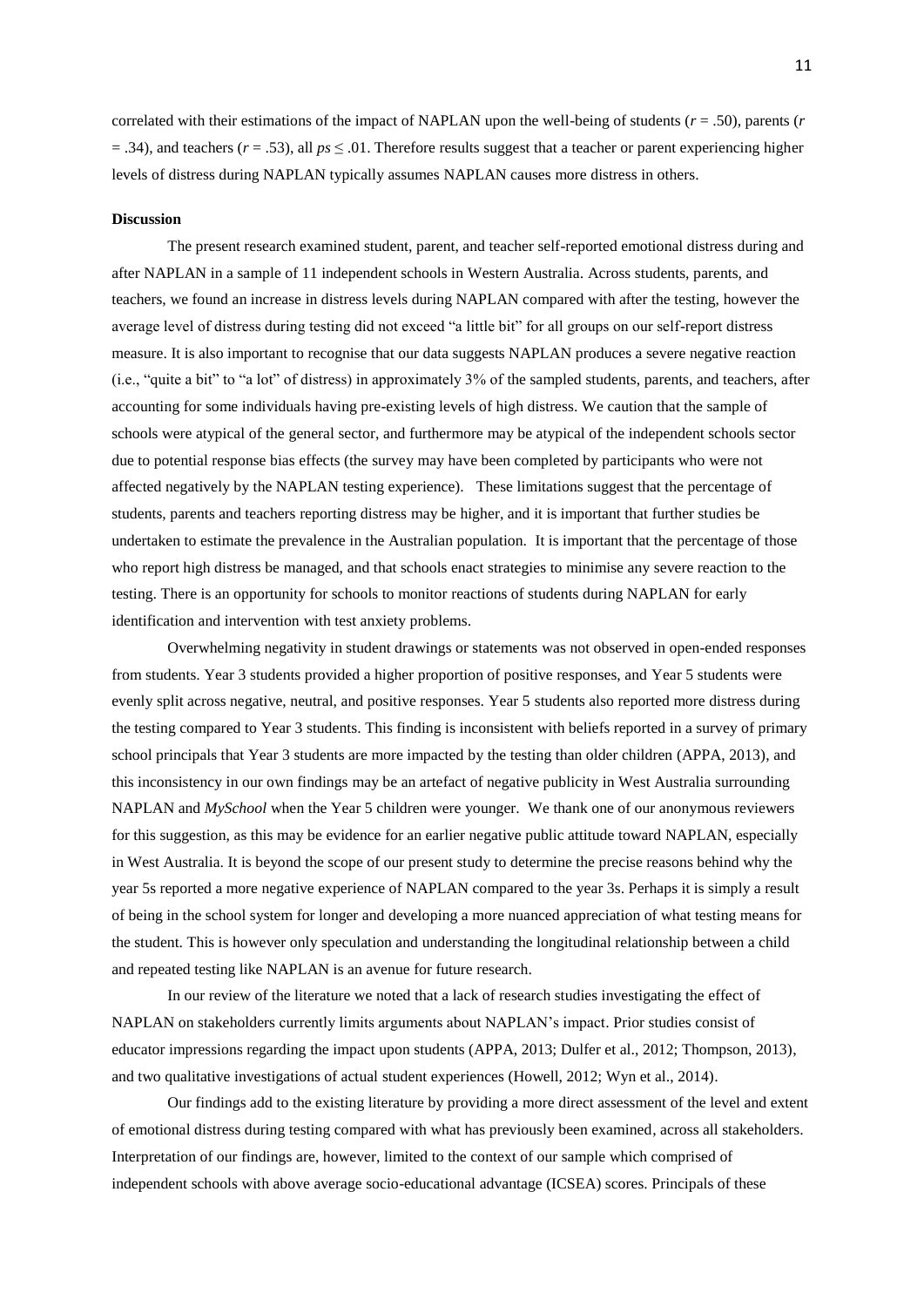correlated with their estimations of the impact of NAPLAN upon the well-being of students ($r$ = .50), parents ($r$ = .34), and teachers ($r$ = .53), all $ps \leq .01$. Therefore results suggest that a teacher or parent experiencing higher levels of distress during NAPLAN typically assumes NAPLAN causes more distress in others.

**Discussion**

The present research examined student, parent, and teacher self-reported emotional distress during and after NAPLAN in a sample of 11 independent schools in Western Australia. Across students, parents, and teachers, we found an increase in distress levels during NAPLAN compared with after the testing, however the average level of distress during testing did not exceed "a little bit" for all groups on our self-report distress measure. It is also important to recognise that our data suggests NAPLAN produces a severe negative reaction (i.e., "quite a bit" to "a lot" of distress) in approximately 3% of the sampled students, parents, and teachers, after accounting for some individuals having pre-existing levels of high distress. We caution that the sample of schools were atypical of the general sector, and furthermore may be atypical of the independent schools sector due to potential response bias effects (the survey may have been completed by participants who were not affected negatively by the NAPLAN testing experience). These limitations suggest that the percentage of students, parents and teachers reporting distress may be higher, and it is important that further studies be undertaken to estimate the prevalence in the Australian population. It is important that the percentage of those who report high distress be managed, and that schools enact strategies to minimise any severe reaction to the testing. There is an opportunity for schools to monitor reactions of students during NAPLAN for early identification and intervention with test anxiety problems.

Overwhelming negativity in student drawings or statements was not observed in open-ended responses from students. Year 3 students provided a higher proportion of positive responses, and Year 5 students were evenly split across negative, neutral, and positive responses. Year 5 students also reported more distress during the testing compared to Year 3 students. This finding is inconsistent with beliefs reported in a survey of primary school principals that Year 3 students are more impacted by the testing than older children (APPA, 2013), and this inconsistency in our own findings may be an artefact of negative publicity in West Australia surrounding NAPLAN and *MySchool* when the Year 5 children were younger. We thank one of our anonymous reviewers for this suggestion, as this may be evidence for an earlier negative public attitude toward NAPLAN, especially in West Australia. It is beyond the scope of our present study to determine the precise reasons behind why the year 5s reported a more negative experience of NAPLAN compared to the year 3s. Perhaps it is simply a result of being in the school system for longer and developing a more nuanced appreciation of what testing means for the student. This is however only speculation and understanding the longitudinal relationship between a child and repeated testing like NAPLAN is an avenue for future research.

In our review of the literature we noted that a lack of research studies investigating the effect of NAPLAN on stakeholders currently limits arguments about NAPLAN's impact. Prior studies consist of educator impressions regarding the impact upon students (APPA, 2013; Dulfer et al., 2012; Thompson, 2013), and two qualitative investigations of actual student experiences (Howell, 2012; Wyn et al., 2014).

Our findings add to the existing literature by providing a more direct assessment of the level and extent of emotional distress during testing compared with what has previously been examined, across all stakeholders. Interpretation of our findings are, however, limited to the context of our sample which comprised of independent schools with above average socio-educational advantage (ICSEA) scores. Principals of these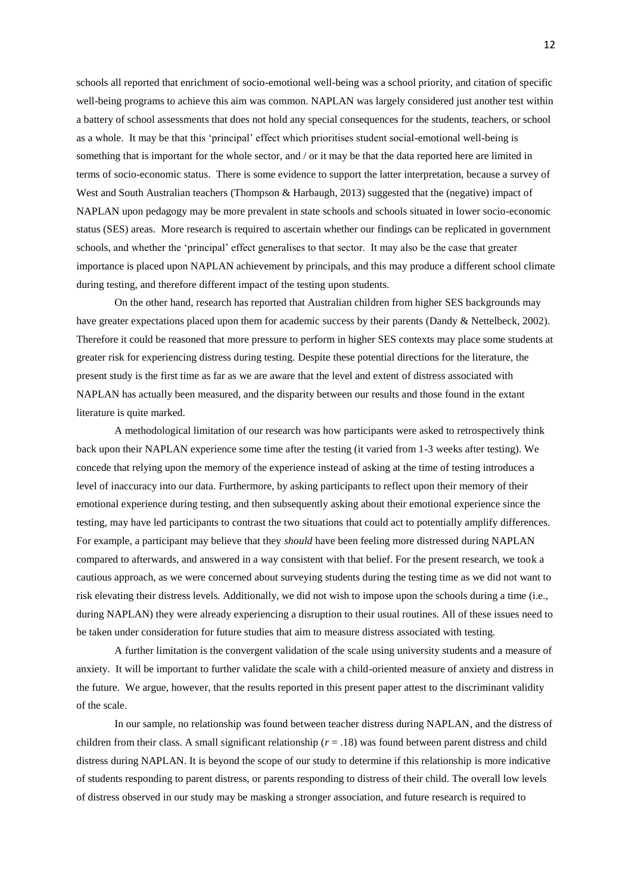schools all reported that enrichment of socio-emotional well-being was a school priority, and citation of specific well-being programs to achieve this aim was common. NAPLAN was largely considered just another test within a battery of school assessments that does not hold any special consequences for the students, teachers, or school as a whole. It may be that this 'principal' effect which prioritises student social-emotional well-being is something that is important for the whole sector, and / or it may be that the data reported here are limited in terms of socio-economic status. There is some evidence to support the latter interpretation, because a survey of West and South Australian teachers (Thompson & Harbaugh, 2013) suggested that the (negative) impact of NAPLAN upon pedagogy may be more prevalent in state schools and schools situated in lower socio-economic status (SES) areas. More research is required to ascertain whether our findings can be replicated in government schools, and whether the 'principal' effect generalises to that sector. It may also be the case that greater importance is placed upon NAPLAN achievement by principals, and this may produce a different school climate during testing, and therefore different impact of the testing upon students.

On the other hand, research has reported that Australian children from higher SES backgrounds may have greater expectations placed upon them for academic success by their parents (Dandy & Nettelbeck, 2002). Therefore it could be reasoned that more pressure to perform in higher SES contexts may place some students at greater risk for experiencing distress during testing. Despite these potential directions for the literature, the present study is the first time as far as we are aware that the level and extent of distress associated with NAPLAN has actually been measured, and the disparity between our results and those found in the extant literature is quite marked.

A methodological limitation of our research was how participants were asked to retrospectively think back upon their NAPLAN experience some time after the testing (it varied from 1-3 weeks after testing). We concede that relying upon the memory of the experience instead of asking at the time of testing introduces a level of inaccuracy into our data. Furthermore, by asking participants to reflect upon their memory of their emotional experience during testing, and then subsequently asking about their emotional experience since the testing, may have led participants to contrast the two situations that could act to potentially amplify differences. For example, a participant may believe that they *should* have been feeling more distressed during NAPLAN compared to afterwards, and answered in a way consistent with that belief. For the present research, we took a cautious approach, as we were concerned about surveying students during the testing time as we did not want to risk elevating their distress levels. Additionally, we did not wish to impose upon the schools during a time (i.e., during NAPLAN) they were already experiencing a disruption to their usual routines. All of these issues need to be taken under consideration for future studies that aim to measure distress associated with testing.

A further limitation is the convergent validation of the scale using university students and a measure of anxiety. It will be important to further validate the scale with a child-oriented measure of anxiety and distress in the future. We argue, however, that the results reported in this present paper attest to the discriminant validity of the scale.

In our sample, no relationship was found between teacher distress during NAPLAN, and the distress of children from their class. A small significant relationship ($r = .18$) was found between parent distress and child distress during NAPLAN. It is beyond the scope of our study to determine if this relationship is more indicative of students responding to parent distress, or parents responding to distress of their child. The overall low levels of distress observed in our study may be masking a stronger association, and future research is required to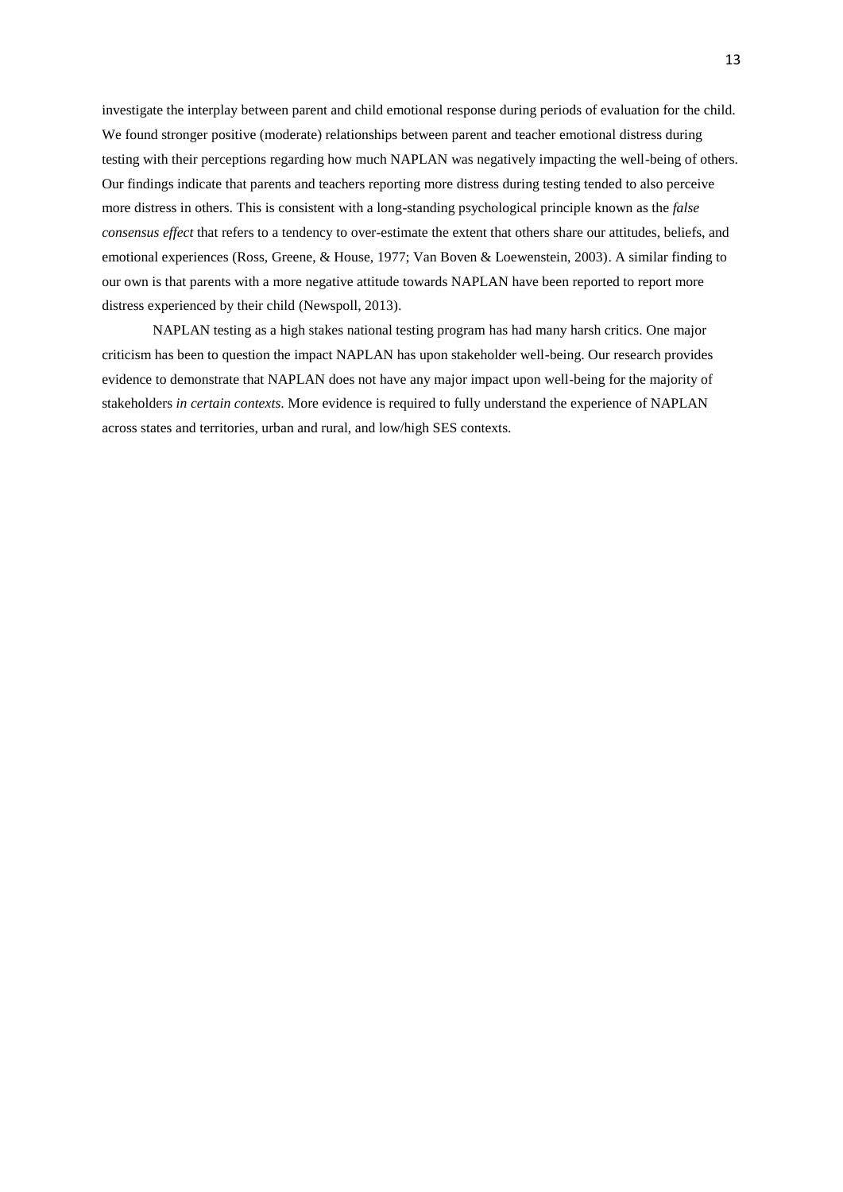investigate the interplay between parent and child emotional response during periods of evaluation for the child. We found stronger positive (moderate) relationships between parent and teacher emotional distress during testing with their perceptions regarding how much NAPLAN was negatively impacting the well-being of others. Our findings indicate that parents and teachers reporting more distress during testing tended to also perceive more distress in others. This is consistent with a long-standing psychological principle known as the *false consensus effect* that refers to a tendency to over-estimate the extent that others share our attitudes, beliefs, and emotional experiences (Ross, Greene, & House, 1977; Van Boven & Loewenstein, 2003). A similar finding to our own is that parents with a more negative attitude towards NAPLAN have been reported to report more distress experienced by their child (Newspoll, 2013).

NAPLAN testing as a high stakes national testing program has had many harsh critics. One major criticism has been to question the impact NAPLAN has upon stakeholder well-being. Our research provides evidence to demonstrate that NAPLAN does not have any major impact upon well-being for the majority of stakeholders *in certain contexts*. More evidence is required to fully understand the experience of NAPLAN across states and territories, urban and rural, and low/high SES contexts.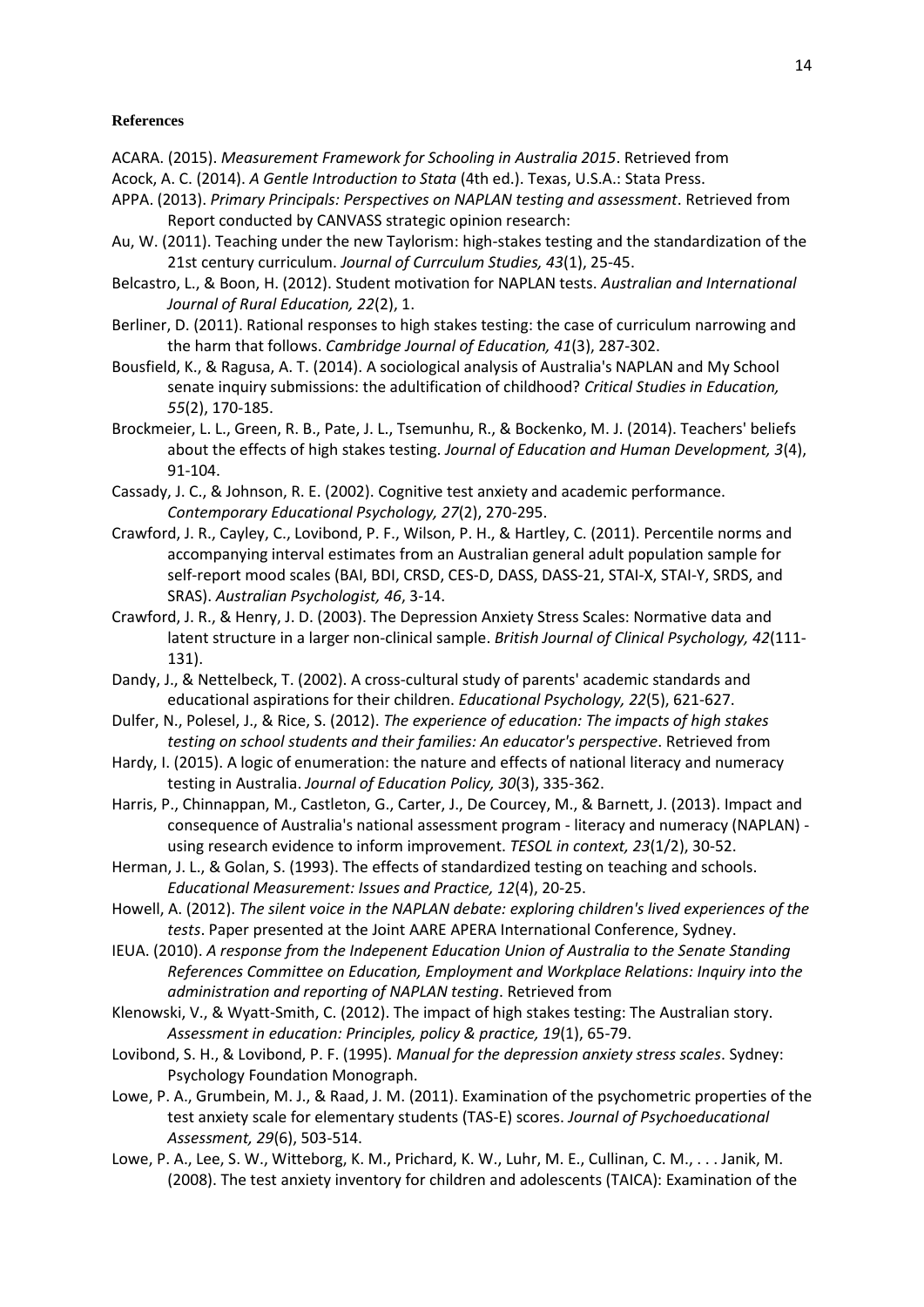**References**

ACARA. (2015). *Measurement Framework for Schooling in Australia 2015*. Retrieved from

Acock, A. C. (2014). *A Gentle Introduction to Stata* (4th ed.). Texas, U.S.A.: Stata Press.

APPA. (2013). *Primary Principals: Perspectives on NAPLAN testing and assessment*. Retrieved from Report conducted by CANVASS strategic opinion research:

Au, W. (2011). Teaching under the new Taylorism: high-stakes testing and the standardization of the 21st century curriculum. *Journal of Currculum Studies, 43*(1), 25-45.

Belcastro, L., & Boon, H. (2012). Student motivation for NAPLAN tests. *Australian and International Journal of Rural Education, 22*(2), 1.

Berliner, D. (2011). Rational responses to high stakes testing: the case of curriculum narrowing and the harm that follows. *Cambridge Journal of Education, 41*(3), 287-302.

Bousfield, K., & Ragusa, A. T. (2014). A sociological analysis of Australia's NAPLAN and My School senate inquiry submissions: the adultification of childhood? *Critical Studies in Education, 55*(2), 170-185.

Brockmeier, L. L., Green, R. B., Pate, J. L., Tsemunhu, R., & Bockenko, M. J. (2014). Teachers' beliefs about the effects of high stakes testing. *Journal of Education and Human Development, 3*(4), 91-104.

Cassady, J. C., & Johnson, R. E. (2002). Cognitive test anxiety and academic performance. *Contemporary Educational Psychology, 27*(2), 270-295.

Crawford, J. R., Cayley, C., Lovibond, P. F., Wilson, P. H., & Hartley, C. (2011). Percentile norms and accompanying interval estimates from an Australian general adult population sample for self-report mood scales (BAI, BDI, CRSD, CES-D, DASS, DASS-21, STAI-X, STAI-Y, SRDS, and SRAS). *Australian Psychologist, 46*, 3-14.

Crawford, J. R., & Henry, J. D. (2003). The Depression Anxiety Stress Scales: Normative data and latent structure in a larger non-clinical sample. *British Journal of Clinical Psychology, 42*(111-131).

Dandy, J., & Nettelbeck, T. (2002). A cross-cultural study of parents' academic standards and educational aspirations for their children. *Educational Psychology, 22*(5), 621-627.

Dulfer, N., Polesel, J., & Rice, S. (2012). *The experience of education: The impacts of high stakes testing on school students and their families: An educator's perspective*. Retrieved from

Hardy, I. (2015). A logic of enumeration: the nature and effects of national literacy and numeracy testing in Australia. *Journal of Education Policy, 30*(3), 335-362.

Harris, P., Chinnappan, M., Castleton, G., Carter, J., De Courcey, M., & Barnett, J. (2013). Impact and consequence of Australia's national assessment program - literacy and numeracy (NAPLAN) - using research evidence to inform improvement. *TESOL in context, 23*(1/2), 30-52.

Herman, J. L., & Golan, S. (1993). The effects of standardized testing on teaching and schools. *Educational Measurement: Issues and Practice, 12*(4), 20-25.

Howell, A. (2012). *The silent voice in the NAPLAN debate: exploring children's lived experiences of the tests*. Paper presented at the Joint AARE APERA International Conference, Sydney.

IEUA. (2010). *A response from the Indepenent Education Union of Australia to the Senate Standing References Committee on Education, Employment and Workplace Relations: Inquiry into the administration and reporting of NAPLAN testing*. Retrieved from

Klenowski, V., & Wyatt-Smith, C. (2012). The impact of high stakes testing: The Australian story. *Assessment in education: Principles, policy & practice, 19*(1), 65-79.

Lovibond, S. H., & Lovibond, P. F. (1995). *Manual for the depression anxiety stress scales*. Sydney: Psychology Foundation Monograph.

Lowe, P. A., Grumbein, M. J., & Raad, J. M. (2011). Examination of the psychometric properties of the test anxiety scale for elementary students (TAS-E) scores. *Journal of Psychoeducational Assessment, 29*(6), 503-514.

Lowe, P. A., Lee, S. W., Witteborg, K. M., Prichard, K. W., Luhr, M. E., Cullinan, C. M., . . . Janik, M. (2008). The test anxiety inventory for children and adolescents (TAICA): Examination of the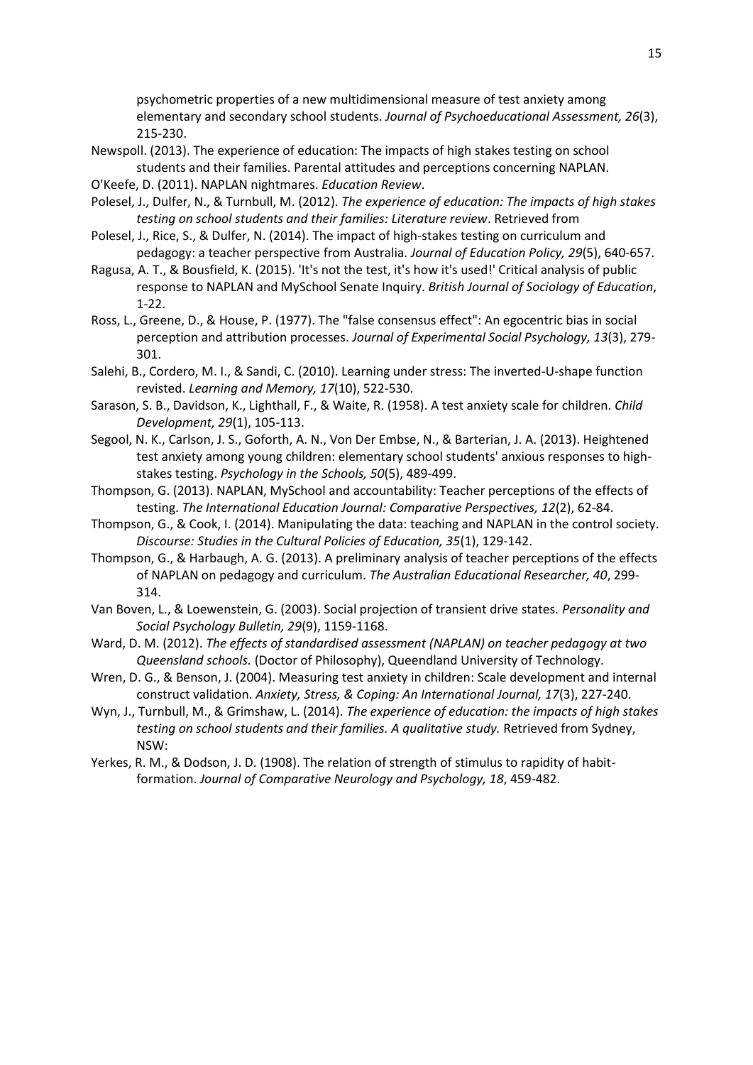psychometric properties of a new multidimensional measure of test anxiety among elementary and secondary school students. *Journal of Psychoeducational Assessment, 26*(3), 215-230.

Newspoll. (2013). The experience of education: The impacts of high stakes testing on school students and their families. Parental attitudes and perceptions concerning NAPLAN.

O'Keefe, D. (2011). NAPLAN nightmares. *Education Review*.

Polesel, J., Dulfer, N., & Turnbull, M. (2012). *The experience of education: The impacts of high stakes testing on school students and their families: Literature review*. Retrieved from

Polesel, J., Rice, S., & Dulfer, N. (2014). The impact of high-stakes testing on curriculum and pedagogy: a teacher perspective from Australia. *Journal of Education Policy, 29*(5), 640-657.

Ragusa, A. T., & Bousfield, K. (2015). 'It's not the test, it's how it's used!' Critical analysis of public response to NAPLAN and MySchool Senate Inquiry. *British Journal of Sociology of Education*, 1-22.

Ross, L., Greene, D., & House, P. (1977). The "false consensus effect": An egocentric bias in social perception and attribution processes. *Journal of Experimental Social Psychology, 13*(3), 279-301.

Salehi, B., Cordero, M. I., & Sandi, C. (2010). Learning under stress: The inverted-U-shape function revisted. *Learning and Memory, 17*(10), 522-530.

Sarason, S. B., Davidson, K., Lighthall, F., & Waite, R. (1958). A test anxiety scale for children. *Child Development, 29*(1), 105-113.

Segool, N. K., Carlson, J. S., Goforth, A. N., Von Der Embse, N., & Barterian, J. A. (2013). Heightened test anxiety among young children: elementary school students' anxious responses to high-stakes testing. *Psychology in the Schools, 50*(5), 489-499.

Thompson, G. (2013). NAPLAN, MySchool and accountability: Teacher perceptions of the effects of testing. *The International Education Journal: Comparative Perspectives, 12*(2), 62-84.

Thompson, G., & Cook, I. (2014). Manipulating the data: teaching and NAPLAN in the control society. *Discourse: Studies in the Cultural Policies of Education, 35*(1), 129-142.

Thompson, G., & Harbaugh, A. G. (2013). A preliminary analysis of teacher perceptions of the effects of NAPLAN on pedagogy and curriculum. *The Australian Educational Researcher, 40*, 299-314.

Van Boven, L., & Loewenstein, G. (2003). Social projection of transient drive states. *Personality and Social Psychology Bulletin, 29*(9), 1159-1168.

Ward, D. M. (2012). *The effects of standardised assessment (NAPLAN) on teacher pedagogy at two Queensland schools.* (Doctor of Philosophy), Queendland University of Technology.

Wren, D. G., & Benson, J. (2004). Measuring test anxiety in children: Scale development and internal construct validation. *Anxiety, Stress, & Coping: An International Journal, 17*(3), 227-240.

Wyn, J., Turnbull, M., & Grimshaw, L. (2014). *The experience of education: the impacts of high stakes testing on school students and their families. A qualitative study.* Retrieved from Sydney, NSW:

Yerkes, R. M., & Dodson, J. D. (1908). The relation of strength of stimulus to rapidity of habit-formation. *Journal of Comparative Neurology and Psychology, 18*, 459-482.